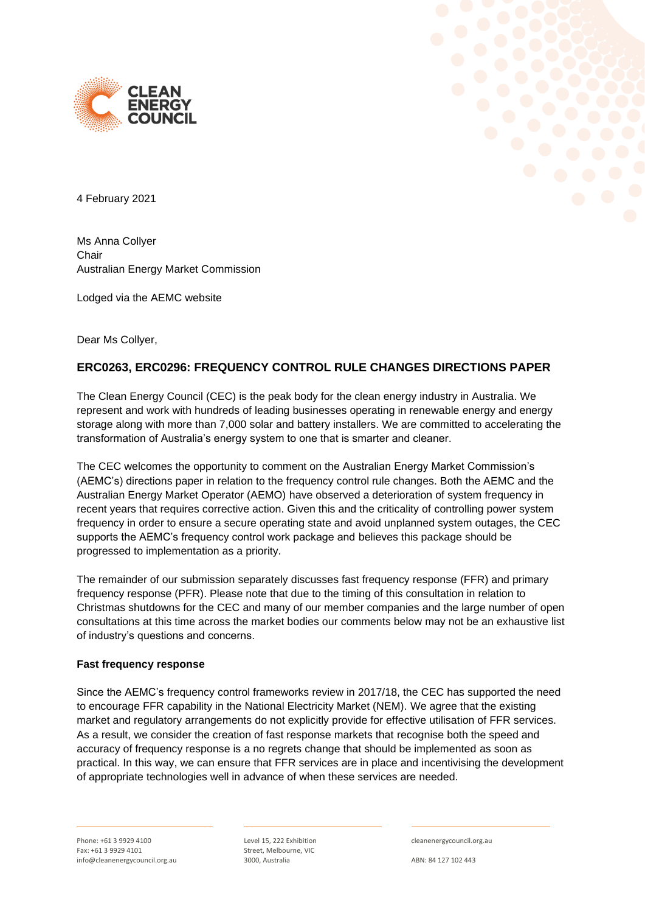4 February 2021

Ms Anna Collyer
Chair
Australian Energy Market Commission

Lodged via the AEMC website

Dear Ms Collyer,

## ERC0263, ERC0296: FREQUENCY CONTROL RULE CHANGES DIRECTIONS PAPER

The Clean Energy Council (CEC) is the peak body for the clean energy industry in Australia. We represent and work with hundreds of leading businesses operating in renewable energy and energy storage along with more than 7,000 solar and battery installers. We are committed to accelerating the transformation of Australia's energy system to one that is smarter and cleaner.

The CEC welcomes the opportunity to comment on the Australian Energy Market Commission's (AEMC's) directions paper in relation to the frequency control rule changes. Both the AEMC and the Australian Energy Market Operator (AEMO) have observed a deterioration of system frequency in recent years that requires corrective action. Given this and the criticality of controlling power system frequency in order to ensure a secure operating state and avoid unplanned system outages, the CEC supports the AEMC's frequency control work package and believes this package should be progressed to implementation as a priority.

The remainder of our submission separately discusses fast frequency response (FFR) and primary frequency response (PFR). Please note that due to the timing of this consultation in relation to Christmas shutdowns for the CEC and many of our member companies and the large number of open consultations at this time across the market bodies our comments below may not be an exhaustive list of industry's questions and concerns.

**Fast frequency response**

Since the AEMC's frequency control frameworks review in 2017/18, the CEC has supported the need to encourage FFR capability in the National Electricity Market (NEM). We agree that the existing market and regulatory arrangements do not explicitly provide for effective utilisation of FFR services. As a result, we consider the creation of fast response markets that recognise both the speed and accuracy of frequency response is a no regrets change that should be implemented as soon as practical. In this way, we can ensure that FFR services are in place and incentivising the development of appropriate technologies well in advance of when these services are needed.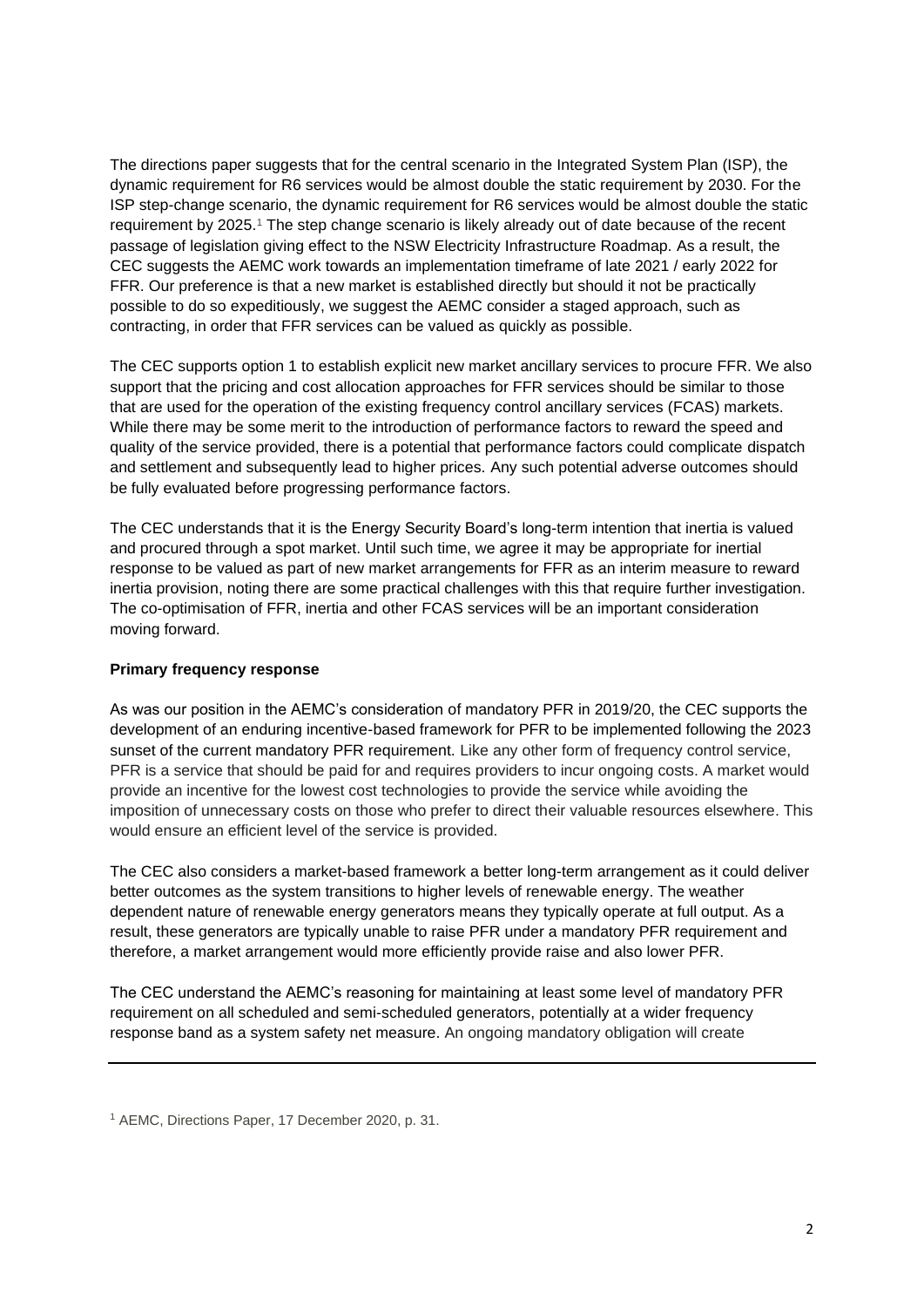The directions paper suggests that for the central scenario in the Integrated System Plan (ISP), the dynamic requirement for R6 services would be almost double the static requirement by 2030. For the ISP step-change scenario, the dynamic requirement for R6 services would be almost double the static requirement by 2025.[1] The step change scenario is likely already out of date because of the recent passage of legislation giving effect to the NSW Electricity Infrastructure Roadmap. As a result, the CEC suggests the AEMC work towards an implementation timeframe of late 2021 / early 2022 for FFR. Our preference is that a new market is established directly but should it not be practically possible to do so expeditiously, we suggest the AEMC consider a staged approach, such as contracting, in order that FFR services can be valued as quickly as possible.

The CEC supports option 1 to establish explicit new market ancillary services to procure FFR. We also support that the pricing and cost allocation approaches for FFR services should be similar to those that are used for the operation of the existing frequency control ancillary services (FCAS) markets. While there may be some merit to the introduction of performance factors to reward the speed and quality of the service provided, there is a potential that performance factors could complicate dispatch and settlement and subsequently lead to higher prices. Any such potential adverse outcomes should be fully evaluated before progressing performance factors.

The CEC understands that it is the Energy Security Board's long-term intention that inertia is valued and procured through a spot market. Until such time, we agree it may be appropriate for inertial response to be valued as part of new market arrangements for FFR as an interim measure to reward inertia provision, noting there are some practical challenges with this that require further investigation. The co-optimisation of FFR, inertia and other FCAS services will be an important consideration moving forward.

**Primary frequency response**

As was our position in the AEMC's consideration of mandatory PFR in 2019/20, the CEC supports the development of an enduring incentive-based framework for PFR to be implemented following the 2023 sunset of the current mandatory PFR requirement. Like any other form of frequency control service, PFR is a service that should be paid for and requires providers to incur ongoing costs. A market would provide an incentive for the lowest cost technologies to provide the service while avoiding the imposition of unnecessary costs on those who prefer to direct their valuable resources elsewhere. This would ensure an efficient level of the service is provided.

The CEC also considers a market-based framework a better long-term arrangement as it could deliver better outcomes as the system transitions to higher levels of renewable energy. The weather dependent nature of renewable energy generators means they typically operate at full output. As a result, these generators are typically unable to raise PFR under a mandatory PFR requirement and therefore, a market arrangement would more efficiently provide raise and also lower PFR.

The CEC understand the AEMC's reasoning for maintaining at least some level of mandatory PFR requirement on all scheduled and semi-scheduled generators, potentially at a wider frequency response band as a system safety net measure. An ongoing mandatory obligation will create

---

[1] AEMC, Directions Paper, 17 December 2020, p. 31.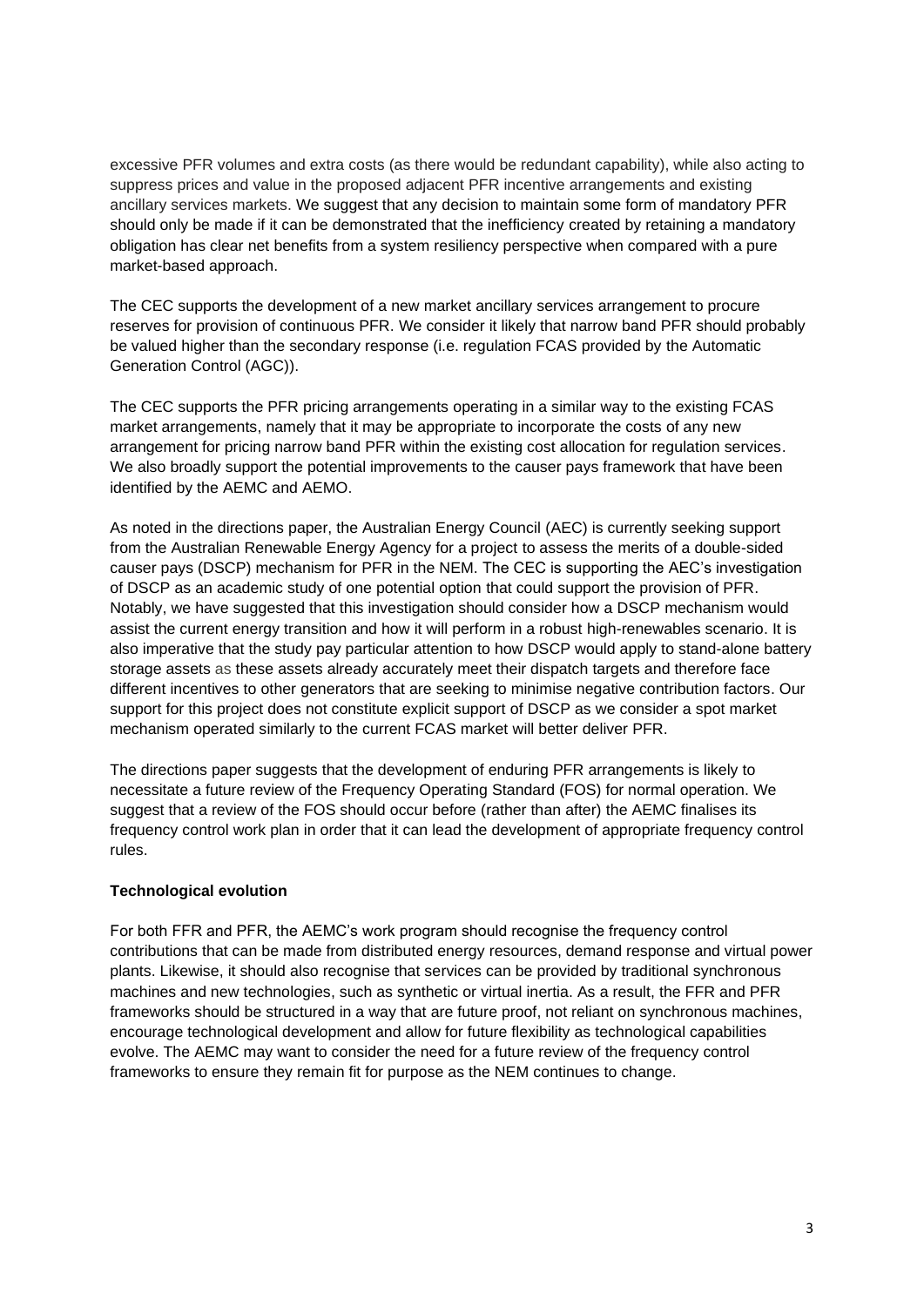excessive PFR volumes and extra costs (as there would be redundant capability), while also acting to suppress prices and value in the proposed adjacent PFR incentive arrangements and existing ancillary services markets. We suggest that any decision to maintain some form of mandatory PFR should only be made if it can be demonstrated that the inefficiency created by retaining a mandatory obligation has clear net benefits from a system resiliency perspective when compared with a pure market-based approach.

The CEC supports the development of a new market ancillary services arrangement to procure reserves for provision of continuous PFR. We consider it likely that narrow band PFR should probably be valued higher than the secondary response (i.e. regulation FCAS provided by the Automatic Generation Control (AGC)).

The CEC supports the PFR pricing arrangements operating in a similar way to the existing FCAS market arrangements, namely that it may be appropriate to incorporate the costs of any new arrangement for pricing narrow band PFR within the existing cost allocation for regulation services. We also broadly support the potential improvements to the causer pays framework that have been identified by the AEMC and AEMO.

As noted in the directions paper, the Australian Energy Council (AEC) is currently seeking support from the Australian Renewable Energy Agency for a project to assess the merits of a double-sided causer pays (DSCP) mechanism for PFR in the NEM. The CEC is supporting the AEC's investigation of DSCP as an academic study of one potential option that could support the provision of PFR. Notably, we have suggested that this investigation should consider how a DSCP mechanism would assist the current energy transition and how it will perform in a robust high-renewables scenario. It is also imperative that the study pay particular attention to how DSCP would apply to stand-alone battery storage assets as these assets already accurately meet their dispatch targets and therefore face different incentives to other generators that are seeking to minimise negative contribution factors. Our support for this project does not constitute explicit support of DSCP as we consider a spot market mechanism operated similarly to the current FCAS market will better deliver PFR.

The directions paper suggests that the development of enduring PFR arrangements is likely to necessitate a future review of the Frequency Operating Standard (FOS) for normal operation. We suggest that a review of the FOS should occur before (rather than after) the AEMC finalises its frequency control work plan in order that it can lead the development of appropriate frequency control rules.

**Technological evolution**

For both FFR and PFR, the AEMC's work program should recognise the frequency control contributions that can be made from distributed energy resources, demand response and virtual power plants. Likewise, it should also recognise that services can be provided by traditional synchronous machines and new technologies, such as synthetic or virtual inertia. As a result, the FFR and PFR frameworks should be structured in a way that are future proof, not reliant on synchronous machines, encourage technological development and allow for future flexibility as technological capabilities evolve. The AEMC may want to consider the need for a future review of the frequency control frameworks to ensure they remain fit for purpose as the NEM continues to change.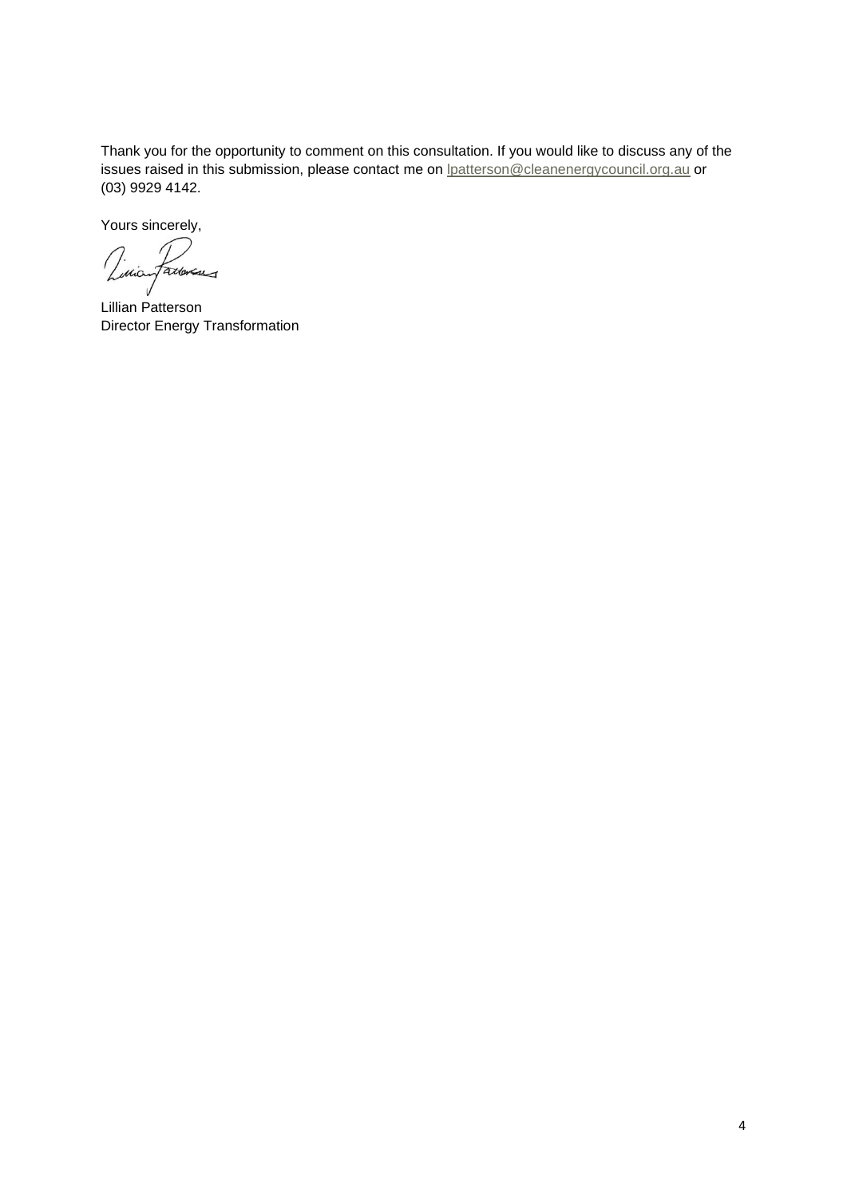Thank you for the opportunity to comment on this consultation. If you would like to discuss any of the issues raised in this submission, please contact me on lpatterson@cleanenergycouncil.org.au or (03) 9929 4142.

Yours sincerely,

Lillian Patterson
Director Energy Transformation